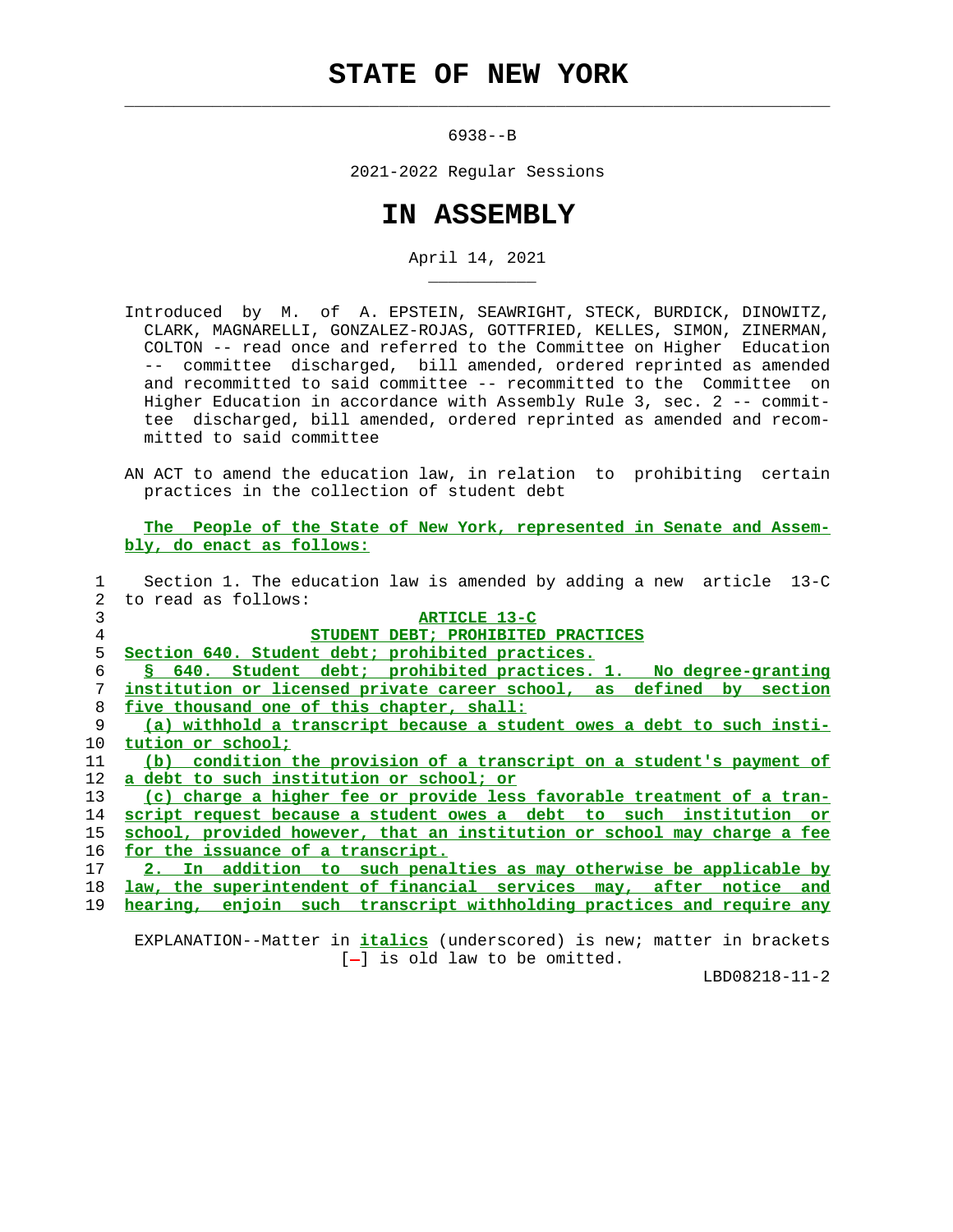# STATE OF NEW YORK

6938--B

2021-2022 Regular Sessions

# IN ASSEMBLY

April 14, 2021

Introduced by M. of A. EPSTEIN, SEAWRIGHT, STECK, BURDICK, DINOWITZ, CLARK, MAGNARELLI, GONZALEZ-ROJAS, GOTTFRIED, KELLES, SIMON, ZINERMAN, COLTON -- read once and referred to the Committee on Higher Education -- committee discharged, bill amended, ordered reprinted as amended and recommitted to said committee -- recommitted to the Committee on Higher Education in accordance with Assembly Rule 3, sec. 2 -- committee discharged, bill amended, ordered reprinted as amended and recommitted to said committee

AN ACT to amend the education law, in relation to prohibiting certain practices in the collection of student debt

The People of the State of New York, represented in Senate and Assembly, do enact as follows:

1 Section 1. The education law is amended by adding a new article 13-C
2 to read as follows:
3 ARTICLE 13-C
4 STUDENT DEBT; PROHIBITED PRACTICES
5 Section 640. Student debt; prohibited practices.
6 § 640. Student debt; prohibited practices. 1. No degree-granting
7 institution or licensed private career school, as defined by section
8 five thousand one of this chapter, shall:
9 (a) withhold a transcript because a student owes a debt to such insti-
10 tution or school;
11 (b) condition the provision of a transcript on a student's payment of
12 a debt to such institution or school; or
13 (c) charge a higher fee or provide less favorable treatment of a tran-
14 script request because a student owes a debt to such institution or
15 school, provided however, that an institution or school may charge a fee
16 for the issuance of a transcript.
17 2. In addition to such penalties as may otherwise be applicable by
18 law, the superintendent of financial services may, after notice and
19 hearing, enjoin such transcript withholding practices and require any

EXPLANATION--Matter in *italics* (underscored) is new; matter in brackets [-] is old law to be omitted.

LBD08218-11-2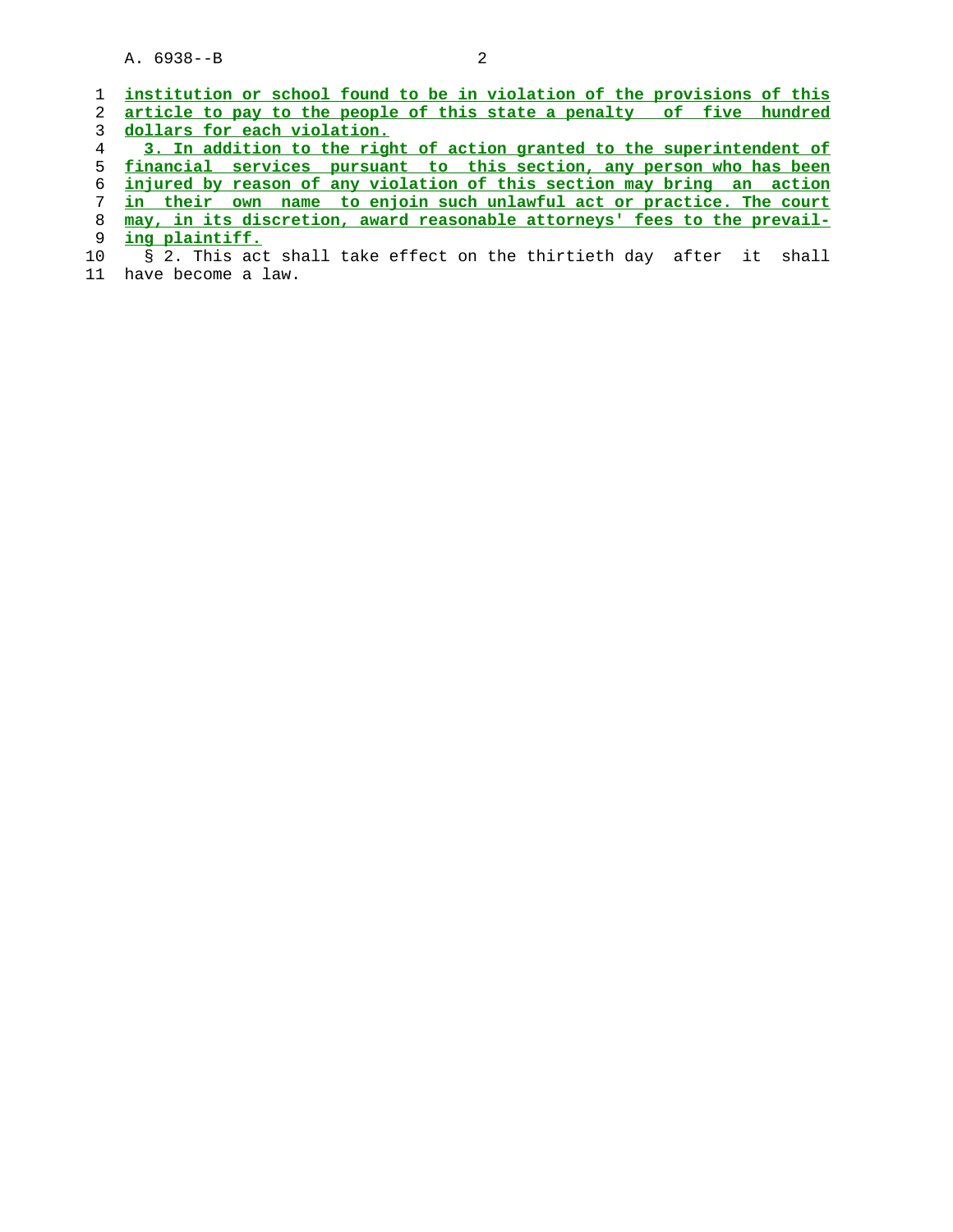**institution or school found to be in violation of the provisions of this article to pay to the people of this state a penalty of five hundred dollars for each violation.**

**3. In addition to the right of action granted to the superintendent of financial services pursuant to this section, any person who has been injured by reason of any violation of this section may bring an action in their own name to enjoin such unlawful act or practice. The court may, in its discretion, award reasonable attorneys' fees to the prevailing plaintiff.**

§ 2. This act shall take effect on the thirtieth day after it shall have become a law.